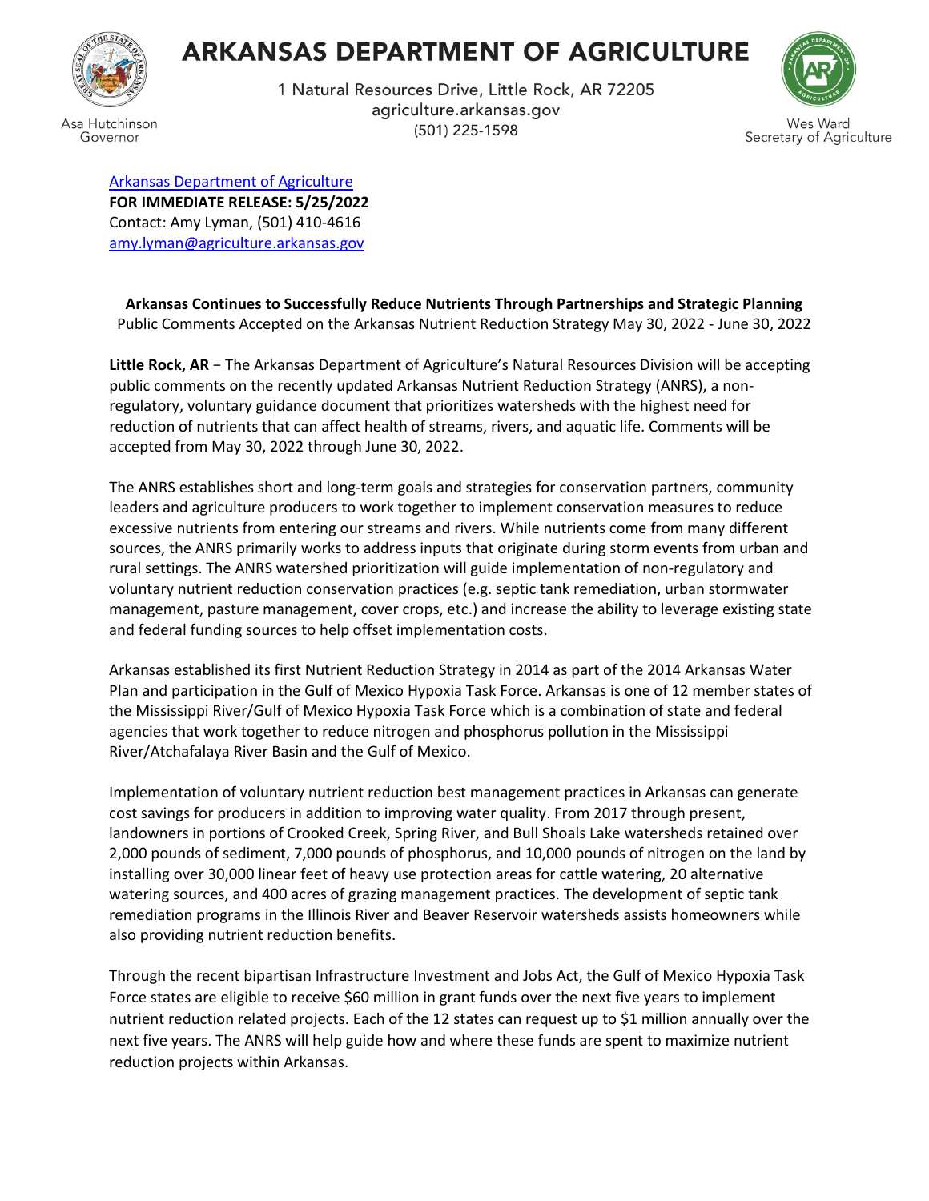# ARKANSAS DEPARTMENT OF AGRICULTURE

1 Natural Resources Drive, Little Rock, AR 72205
agriculture.arkansas.gov
(501) 225-1598

Asa Hutchinson
Governor

Wes Ward
Secretary of Agriculture

Arkansas Department of Agriculture
**FOR IMMEDIATE RELEASE: 5/25/2022**
Contact: Amy Lyman, (501) 410-4616
amy.lyman@agriculture.arkansas.gov

**Arkansas Continues to Successfully Reduce Nutrients Through Partnerships and Strategic Planning**
Public Comments Accepted on the Arkansas Nutrient Reduction Strategy May 30, 2022 - June 30, 2022

**Little Rock, AR** − The Arkansas Department of Agriculture's Natural Resources Division will be accepting public comments on the recently updated Arkansas Nutrient Reduction Strategy (ANRS), a non-regulatory, voluntary guidance document that prioritizes watersheds with the highest need for reduction of nutrients that can affect health of streams, rivers, and aquatic life. Comments will be accepted from May 30, 2022 through June 30, 2022.

The ANRS establishes short and long-term goals and strategies for conservation partners, community leaders and agriculture producers to work together to implement conservation measures to reduce excessive nutrients from entering our streams and rivers. While nutrients come from many different sources, the ANRS primarily works to address inputs that originate during storm events from urban and rural settings. The ANRS watershed prioritization will guide implementation of non-regulatory and voluntary nutrient reduction conservation practices (e.g. septic tank remediation, urban stormwater management, pasture management, cover crops, etc.) and increase the ability to leverage existing state and federal funding sources to help offset implementation costs.

Arkansas established its first Nutrient Reduction Strategy in 2014 as part of the 2014 Arkansas Water Plan and participation in the Gulf of Mexico Hypoxia Task Force. Arkansas is one of 12 member states of the Mississippi River/Gulf of Mexico Hypoxia Task Force which is a combination of state and federal agencies that work together to reduce nitrogen and phosphorus pollution in the Mississippi River/Atchafalaya River Basin and the Gulf of Mexico.

Implementation of voluntary nutrient reduction best management practices in Arkansas can generate cost savings for producers in addition to improving water quality. From 2017 through present, landowners in portions of Crooked Creek, Spring River, and Bull Shoals Lake watersheds retained over 2,000 pounds of sediment, 7,000 pounds of phosphorus, and 10,000 pounds of nitrogen on the land by installing over 30,000 linear feet of heavy use protection areas for cattle watering, 20 alternative watering sources, and 400 acres of grazing management practices. The development of septic tank remediation programs in the Illinois River and Beaver Reservoir watersheds assists homeowners while also providing nutrient reduction benefits.

Through the recent bipartisan Infrastructure Investment and Jobs Act, the Gulf of Mexico Hypoxia Task Force states are eligible to receive $60 million in grant funds over the next five years to implement nutrient reduction related projects. Each of the 12 states can request up to $1 million annually over the next five years. The ANRS will help guide how and where these funds are spent to maximize nutrient reduction projects within Arkansas.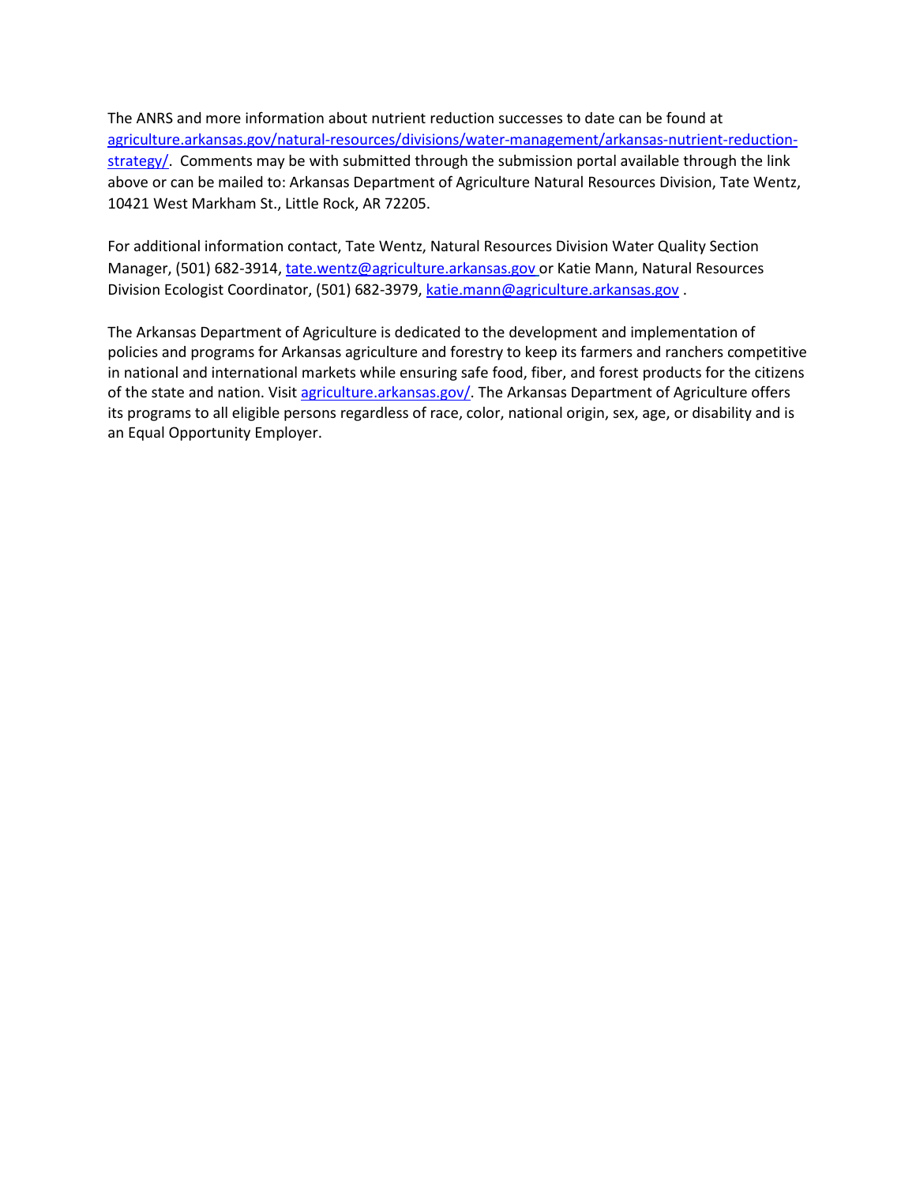The ANRS and more information about nutrient reduction successes to date can be found at agriculture.arkansas.gov/natural-resources/divisions/water-management/arkansas-nutrient-reduction-strategy/. Comments may be with submitted through the submission portal available through the link above or can be mailed to: Arkansas Department of Agriculture Natural Resources Division, Tate Wentz, 10421 West Markham St., Little Rock, AR 72205.

For additional information contact, Tate Wentz, Natural Resources Division Water Quality Section Manager, (501) 682-3914, tate.wentz@agriculture.arkansas.gov or Katie Mann, Natural Resources Division Ecologist Coordinator, (501) 682-3979, katie.mann@agriculture.arkansas.gov .

The Arkansas Department of Agriculture is dedicated to the development and implementation of policies and programs for Arkansas agriculture and forestry to keep its farmers and ranchers competitive in national and international markets while ensuring safe food, fiber, and forest products for the citizens of the state and nation. Visit agriculture.arkansas.gov/. The Arkansas Department of Agriculture offers its programs to all eligible persons regardless of race, color, national origin, sex, age, or disability and is an Equal Opportunity Employer.